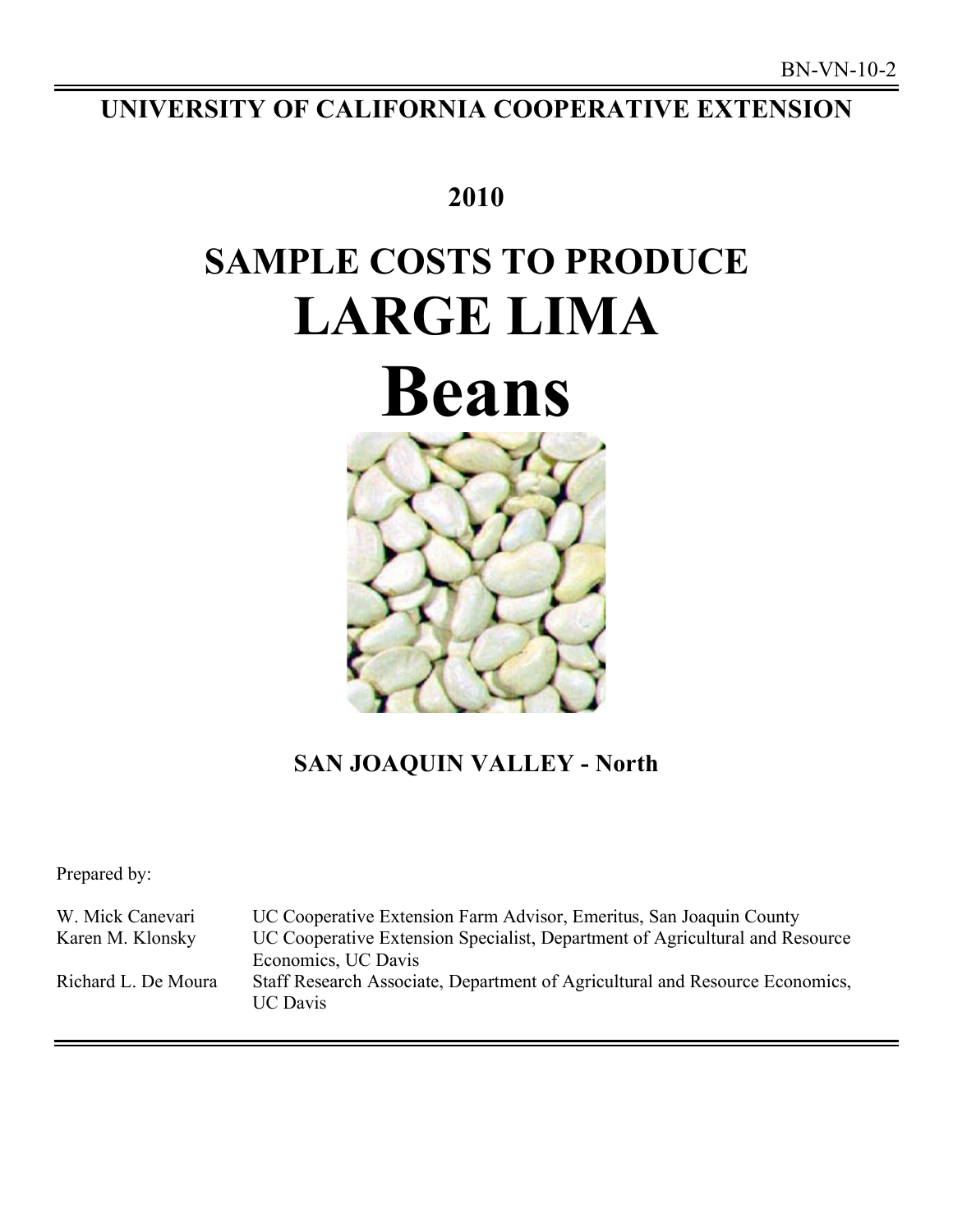BN-VN-10-2

# UNIVERSITY OF CALIFORNIA COOPERATIVE EXTENSION

## 2010

# SAMPLE COSTS TO PRODUCE LARGE LIMA Beans

## SAN JOAQUIN VALLEY - North

Prepared by:

| | |
|---|---|
| W. Mick Canevari | UC Cooperative Extension Farm Advisor, Emeritus, San Joaquin County |
| Karen M. Klonsky | UC Cooperative Extension Specialist, Department of Agricultural and Resource Economics, UC Davis |
| Richard L. De Moura | Staff Research Associate, Department of Agricultural and Resource Economics, UC Davis |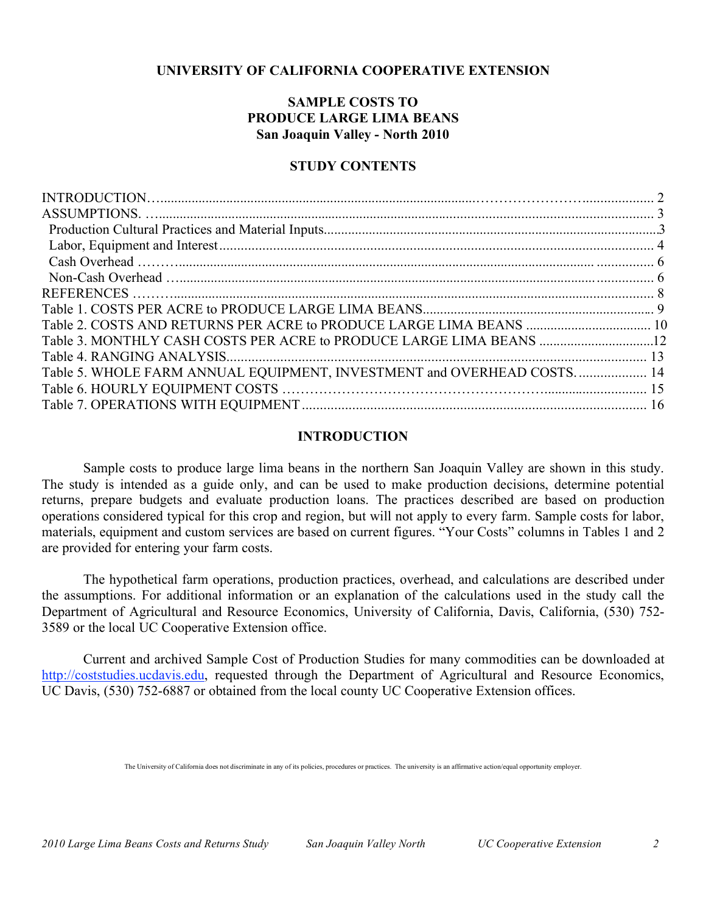**UNIVERSITY OF CALIFORNIA COOPERATIVE EXTENSION**

# SAMPLE COSTS TO PRODUCE LARGE LIMA BEANS San Joaquin Valley - North 2010

## STUDY CONTENTS

| | |
|---|---|
| INTRODUCTION | 2 |
| ASSUMPTIONS. | 3 |
| Production Cultural Practices and Material Inputs | 3 |
| Labor, Equipment and Interest | 4 |
| Cash Overhead | 6 |
| Non-Cash Overhead | 6 |
| REFERENCES | 8 |
| Table 1. COSTS PER ACRE to PRODUCE LARGE LIMA BEANS | 9 |
| Table 2. COSTS AND RETURNS PER ACRE to PRODUCE LARGE LIMA BEANS | 10 |
| Table 3. MONTHLY CASH COSTS PER ACRE to PRODUCE LARGE LIMA BEANS | 12 |
| Table 4. RANGING ANALYSIS | 13 |
| Table 5. WHOLE FARM ANNUAL EQUIPMENT, INVESTMENT and OVERHEAD COSTS. | 14 |
| Table 6. HOURLY EQUIPMENT COSTS | 15 |
| Table 7. OPERATIONS WITH EQUIPMENT | 16 |

## INTRODUCTION

Sample costs to produce large lima beans in the northern San Joaquin Valley are shown in this study. The study is intended as a guide only, and can be used to make production decisions, determine potential returns, prepare budgets and evaluate production loans. The practices described are based on production operations considered typical for this crop and region, but will not apply to every farm. Sample costs for labor, materials, equipment and custom services are based on current figures. "Your Costs" columns in Tables 1 and 2 are provided for entering your farm costs.

The hypothetical farm operations, production practices, overhead, and calculations are described under the assumptions. For additional information or an explanation of the calculations used in the study call the Department of Agricultural and Resource Economics, University of California, Davis, California, (530) 752-3589 or the local UC Cooperative Extension office.

Current and archived Sample Cost of Production Studies for many commodities can be downloaded at http://coststudies.ucdavis.edu, requested through the Department of Agricultural and Resource Economics, UC Davis, (530) 752-6887 or obtained from the local county UC Cooperative Extension offices.

The University of California does not discriminate in any of its policies, procedures or practices. The university is an affirmative action/equal opportunity employer.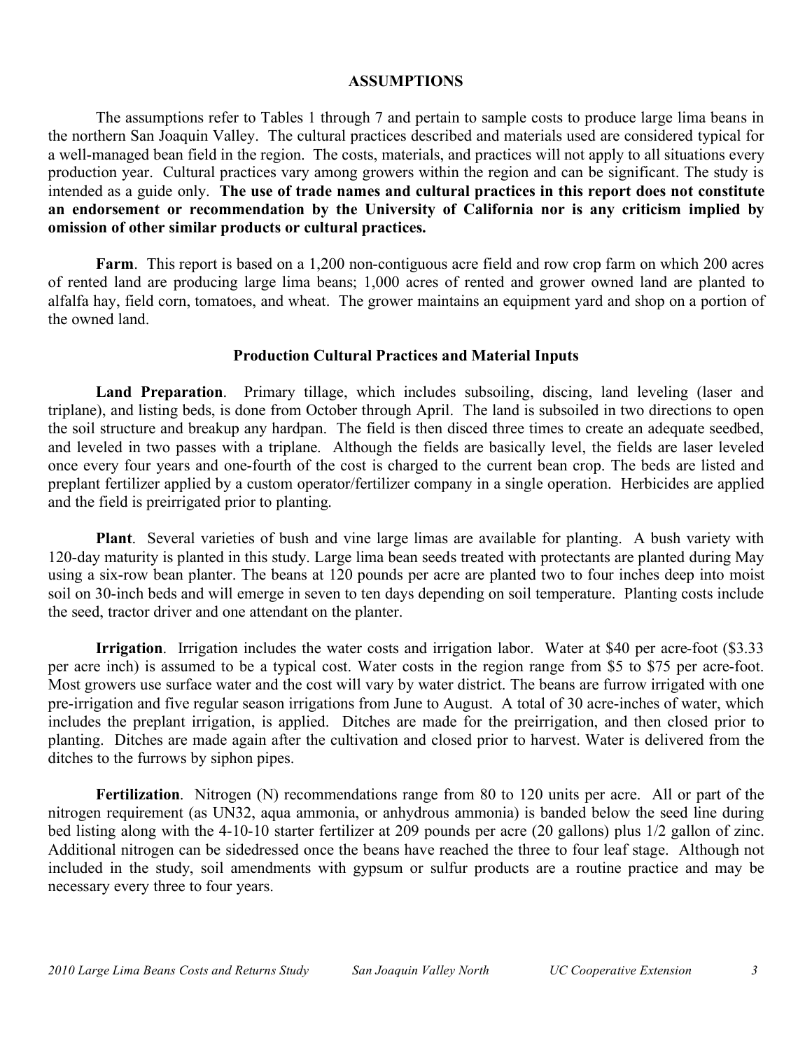## ASSUMPTIONS

The assumptions refer to Tables 1 through 7 and pertain to sample costs to produce large lima beans in the northern San Joaquin Valley. The cultural practices described and materials used are considered typical for a well-managed bean field in the region. The costs, materials, and practices will not apply to all situations every production year. Cultural practices vary among growers within the region and can be significant. The study is intended as a guide only. **The use of trade names and cultural practices in this report does not constitute an endorsement or recommendation by the University of California nor is any criticism implied by omission of other similar products or cultural practices.**

**Farm**. This report is based on a 1,200 non-contiguous acre field and row crop farm on which 200 acres of rented land are producing large lima beans; 1,000 acres of rented and grower owned land are planted to alfalfa hay, field corn, tomatoes, and wheat. The grower maintains an equipment yard and shop on a portion of the owned land.

### Production Cultural Practices and Material Inputs

**Land Preparation**. Primary tillage, which includes subsoiling, discing, land leveling (laser and triplane), and listing beds, is done from October through April. The land is subsoiled in two directions to open the soil structure and breakup any hardpan. The field is then disced three times to create an adequate seedbed, and leveled in two passes with a triplane. Although the fields are basically level, the fields are laser leveled once every four years and one-fourth of the cost is charged to the current bean crop. The beds are listed and preplant fertilizer applied by a custom operator/fertilizer company in a single operation. Herbicides are applied and the field is preirrigated prior to planting.

**Plant**. Several varieties of bush and vine large limas are available for planting. A bush variety with 120-day maturity is planted in this study. Large lima bean seeds treated with protectants are planted during May using a six-row bean planter. The beans at 120 pounds per acre are planted two to four inches deep into moist soil on 30-inch beds and will emerge in seven to ten days depending on soil temperature. Planting costs include the seed, tractor driver and one attendant on the planter.

**Irrigation**. Irrigation includes the water costs and irrigation labor. Water at $40 per acre-foot ($3.33 per acre inch) is assumed to be a typical cost. Water costs in the region range from $5 to $75 per acre-foot. Most growers use surface water and the cost will vary by water district. The beans are furrow irrigated with one pre-irrigation and five regular season irrigations from June to August. A total of 30 acre-inches of water, which includes the preplant irrigation, is applied. Ditches are made for the preirrigation, and then closed prior to planting. Ditches are made again after the cultivation and closed prior to harvest. Water is delivered from the ditches to the furrows by siphon pipes.

**Fertilization**. Nitrogen (N) recommendations range from 80 to 120 units per acre. All or part of the nitrogen requirement (as UN32, aqua ammonia, or anhydrous ammonia) is banded below the seed line during bed listing along with the 4-10-10 starter fertilizer at 209 pounds per acre (20 gallons) plus 1/2 gallon of zinc. Additional nitrogen can be sidedressed once the beans have reached the three to four leaf stage. Although not included in the study, soil amendments with gypsum or sulfur products are a routine practice and may be necessary every three to four years.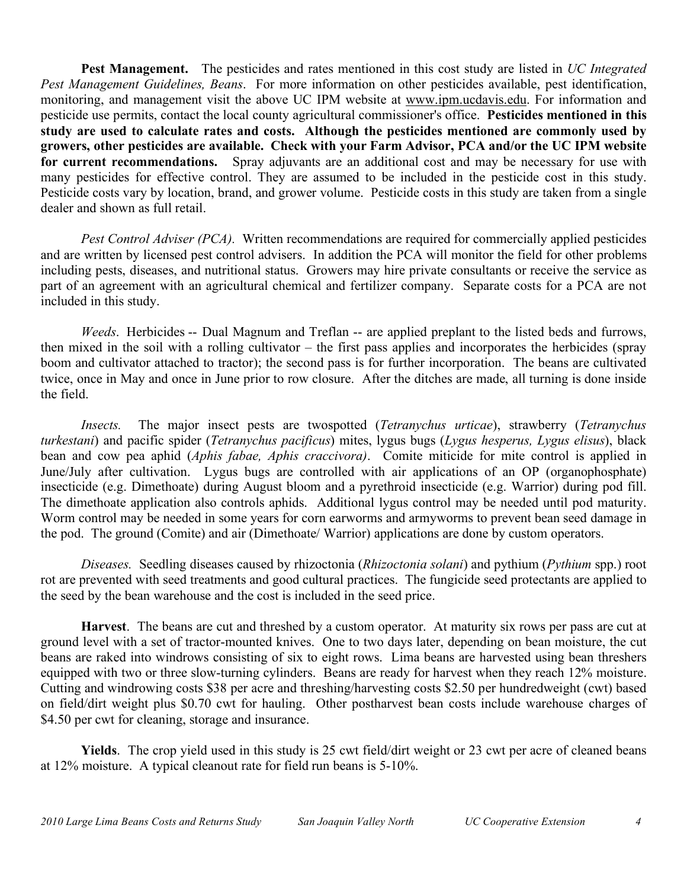**Pest Management.** The pesticides and rates mentioned in this cost study are listed in *UC Integrated Pest Management Guidelines, Beans*. For more information on other pesticides available, pest identification, monitoring, and management visit the above UC IPM website at www.ipm.ucdavis.edu. For information and pesticide use permits, contact the local county agricultural commissioner's office. **Pesticides mentioned in this study are used to calculate rates and costs. Although the pesticides mentioned are commonly used by growers, other pesticides are available. Check with your Farm Advisor, PCA and/or the UC IPM website for current recommendations.** Spray adjuvants are an additional cost and may be necessary for use with many pesticides for effective control. They are assumed to be included in the pesticide cost in this study. Pesticide costs vary by location, brand, and grower volume. Pesticide costs in this study are taken from a single dealer and shown as full retail.

*Pest Control Adviser (PCA).* Written recommendations are required for commercially applied pesticides and are written by licensed pest control advisers. In addition the PCA will monitor the field for other problems including pests, diseases, and nutritional status. Growers may hire private consultants or receive the service as part of an agreement with an agricultural chemical and fertilizer company. Separate costs for a PCA are not included in this study.

*Weeds*. Herbicides -- Dual Magnum and Treflan -- are applied preplant to the listed beds and furrows, then mixed in the soil with a rolling cultivator – the first pass applies and incorporates the herbicides (spray boom and cultivator attached to tractor); the second pass is for further incorporation. The beans are cultivated twice, once in May and once in June prior to row closure. After the ditches are made, all turning is done inside the field.

*Insects.* The major insect pests are twospotted (*Tetranychus urticae*), strawberry (*Tetranychus turkestani*) and pacific spider (*Tetranychus pacificus*) mites, lygus bugs (*Lygus hesperus, Lygus elisus*), black bean and cow pea aphid (*Aphis fabae, Aphis craccivora)*. Comite miticide for mite control is applied in June/July after cultivation. Lygus bugs are controlled with air applications of an OP (organophosphate) insecticide (e.g. Dimethoate) during August bloom and a pyrethroid insecticide (e.g. Warrior) during pod fill. The dimethoate application also controls aphids. Additional lygus control may be needed until pod maturity. Worm control may be needed in some years for corn earworms and armyworms to prevent bean seed damage in the pod. The ground (Comite) and air (Dimethoate/ Warrior) applications are done by custom operators.

*Diseases.* Seedling diseases caused by rhizoctonia (*Rhizoctonia solani*) and pythium (*Pythium* spp.) root rot are prevented with seed treatments and good cultural practices. The fungicide seed protectants are applied to the seed by the bean warehouse and the cost is included in the seed price.

**Harvest**. The beans are cut and threshed by a custom operator. At maturity six rows per pass are cut at ground level with a set of tractor-mounted knives. One to two days later, depending on bean moisture, the cut beans are raked into windrows consisting of six to eight rows. Lima beans are harvested using bean threshers equipped with two or three slow-turning cylinders. Beans are ready for harvest when they reach 12% moisture. Cutting and windrowing costs $38 per acre and threshing/harvesting costs $2.50 per hundredweight (cwt) based on field/dirt weight plus $0.70 cwt for hauling. Other postharvest bean costs include warehouse charges of $4.50 per cwt for cleaning, storage and insurance.

**Yields**. The crop yield used in this study is 25 cwt field/dirt weight or 23 cwt per acre of cleaned beans at 12% moisture. A typical cleanout rate for field run beans is 5-10%.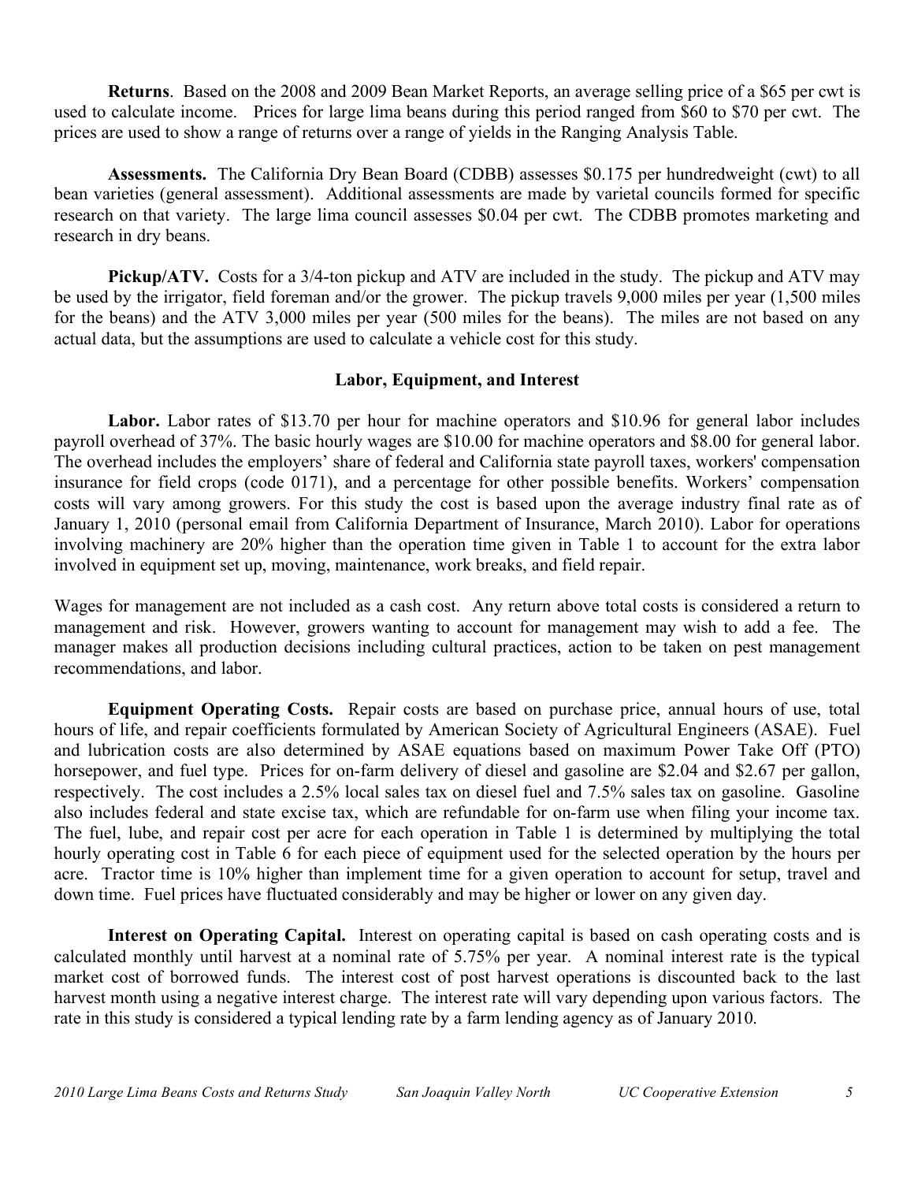**Returns**. Based on the 2008 and 2009 Bean Market Reports, an average selling price of a $65 per cwt is used to calculate income. Prices for large lima beans during this period ranged from $60 to $70 per cwt. The prices are used to show a range of returns over a range of yields in the Ranging Analysis Table.

**Assessments.** The California Dry Bean Board (CDBB) assesses $0.175 per hundredweight (cwt) to all bean varieties (general assessment). Additional assessments are made by varietal councils formed for specific research on that variety. The large lima council assesses $0.04 per cwt. The CDBB promotes marketing and research in dry beans.

**Pickup/ATV.** Costs for a 3/4-ton pickup and ATV are included in the study. The pickup and ATV may be used by the irrigator, field foreman and/or the grower. The pickup travels 9,000 miles per year (1,500 miles for the beans) and the ATV 3,000 miles per year (500 miles for the beans). The miles are not based on any actual data, but the assumptions are used to calculate a vehicle cost for this study.

## Labor, Equipment, and Interest

**Labor.** Labor rates of $13.70 per hour for machine operators and $10.96 for general labor includes payroll overhead of 37%. The basic hourly wages are $10.00 for machine operators and $8.00 for general labor. The overhead includes the employers' share of federal and California state payroll taxes, workers' compensation insurance for field crops (code 0171), and a percentage for other possible benefits. Workers' compensation costs will vary among growers. For this study the cost is based upon the average industry final rate as of January 1, 2010 (personal email from California Department of Insurance, March 2010). Labor for operations involving machinery are 20% higher than the operation time given in Table 1 to account for the extra labor involved in equipment set up, moving, maintenance, work breaks, and field repair.

Wages for management are not included as a cash cost. Any return above total costs is considered a return to management and risk. However, growers wanting to account for management may wish to add a fee. The manager makes all production decisions including cultural practices, action to be taken on pest management recommendations, and labor.

**Equipment Operating Costs.** Repair costs are based on purchase price, annual hours of use, total hours of life, and repair coefficients formulated by American Society of Agricultural Engineers (ASAE). Fuel and lubrication costs are also determined by ASAE equations based on maximum Power Take Off (PTO) horsepower, and fuel type. Prices for on-farm delivery of diesel and gasoline are $2.04 and $2.67 per gallon, respectively. The cost includes a 2.5% local sales tax on diesel fuel and 7.5% sales tax on gasoline. Gasoline also includes federal and state excise tax, which are refundable for on-farm use when filing your income tax. The fuel, lube, and repair cost per acre for each operation in Table 1 is determined by multiplying the total hourly operating cost in Table 6 for each piece of equipment used for the selected operation by the hours per acre. Tractor time is 10% higher than implement time for a given operation to account for setup, travel and down time. Fuel prices have fluctuated considerably and may be higher or lower on any given day.

**Interest on Operating Capital.** Interest on operating capital is based on cash operating costs and is calculated monthly until harvest at a nominal rate of 5.75% per year. A nominal interest rate is the typical market cost of borrowed funds. The interest cost of post harvest operations is discounted back to the last harvest month using a negative interest charge. The interest rate will vary depending upon various factors. The rate in this study is considered a typical lending rate by a farm lending agency as of January 2010.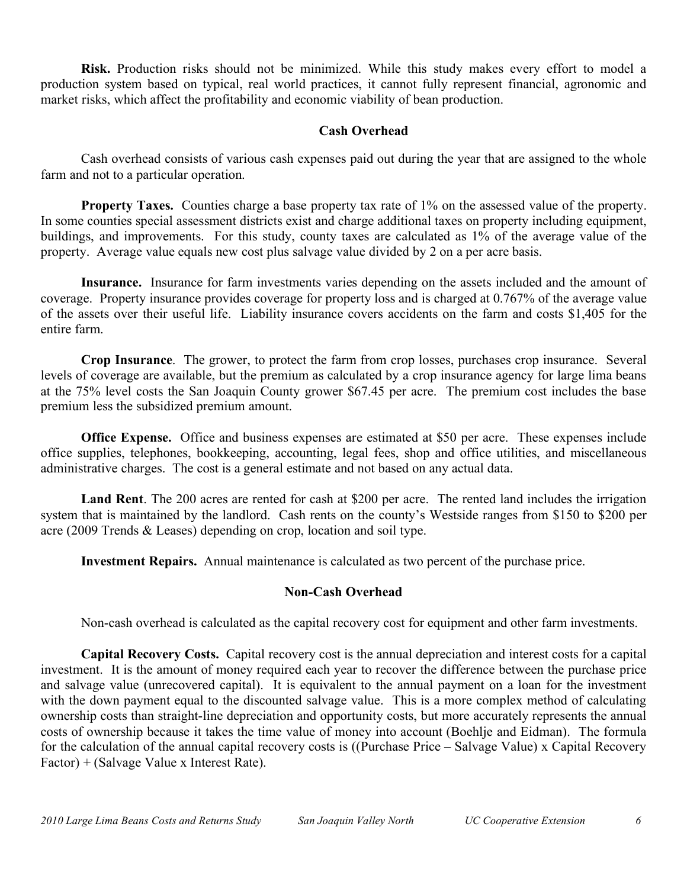**Risk.** Production risks should not be minimized. While this study makes every effort to model a production system based on typical, real world practices, it cannot fully represent financial, agronomic and market risks, which affect the profitability and economic viability of bean production.

## Cash Overhead

Cash overhead consists of various cash expenses paid out during the year that are assigned to the whole farm and not to a particular operation.

**Property Taxes.** Counties charge a base property tax rate of 1% on the assessed value of the property. In some counties special assessment districts exist and charge additional taxes on property including equipment, buildings, and improvements. For this study, county taxes are calculated as 1% of the average value of the property. Average value equals new cost plus salvage value divided by 2 on a per acre basis.

**Insurance.** Insurance for farm investments varies depending on the assets included and the amount of coverage. Property insurance provides coverage for property loss and is charged at 0.767% of the average value of the assets over their useful life. Liability insurance covers accidents on the farm and costs $1,405 for the entire farm.

**Crop Insurance**. The grower, to protect the farm from crop losses, purchases crop insurance. Several levels of coverage are available, but the premium as calculated by a crop insurance agency for large lima beans at the 75% level costs the San Joaquin County grower $67.45 per acre. The premium cost includes the base premium less the subsidized premium amount.

**Office Expense.** Office and business expenses are estimated at $50 per acre. These expenses include office supplies, telephones, bookkeeping, accounting, legal fees, shop and office utilities, and miscellaneous administrative charges. The cost is a general estimate and not based on any actual data.

**Land Rent**. The 200 acres are rented for cash at $200 per acre. The rented land includes the irrigation system that is maintained by the landlord. Cash rents on the county's Westside ranges from $150 to $200 per acre (2009 Trends & Leases) depending on crop, location and soil type.

**Investment Repairs.** Annual maintenance is calculated as two percent of the purchase price.

## Non-Cash Overhead

Non-cash overhead is calculated as the capital recovery cost for equipment and other farm investments.

**Capital Recovery Costs.** Capital recovery cost is the annual depreciation and interest costs for a capital investment. It is the amount of money required each year to recover the difference between the purchase price and salvage value (unrecovered capital). It is equivalent to the annual payment on a loan for the investment with the down payment equal to the discounted salvage value. This is a more complex method of calculating ownership costs than straight-line depreciation and opportunity costs, but more accurately represents the annual costs of ownership because it takes the time value of money into account (Boehlje and Eidman). The formula for the calculation of the annual capital recovery costs is ((Purchase Price – Salvage Value) x Capital Recovery Factor) + (Salvage Value x Interest Rate).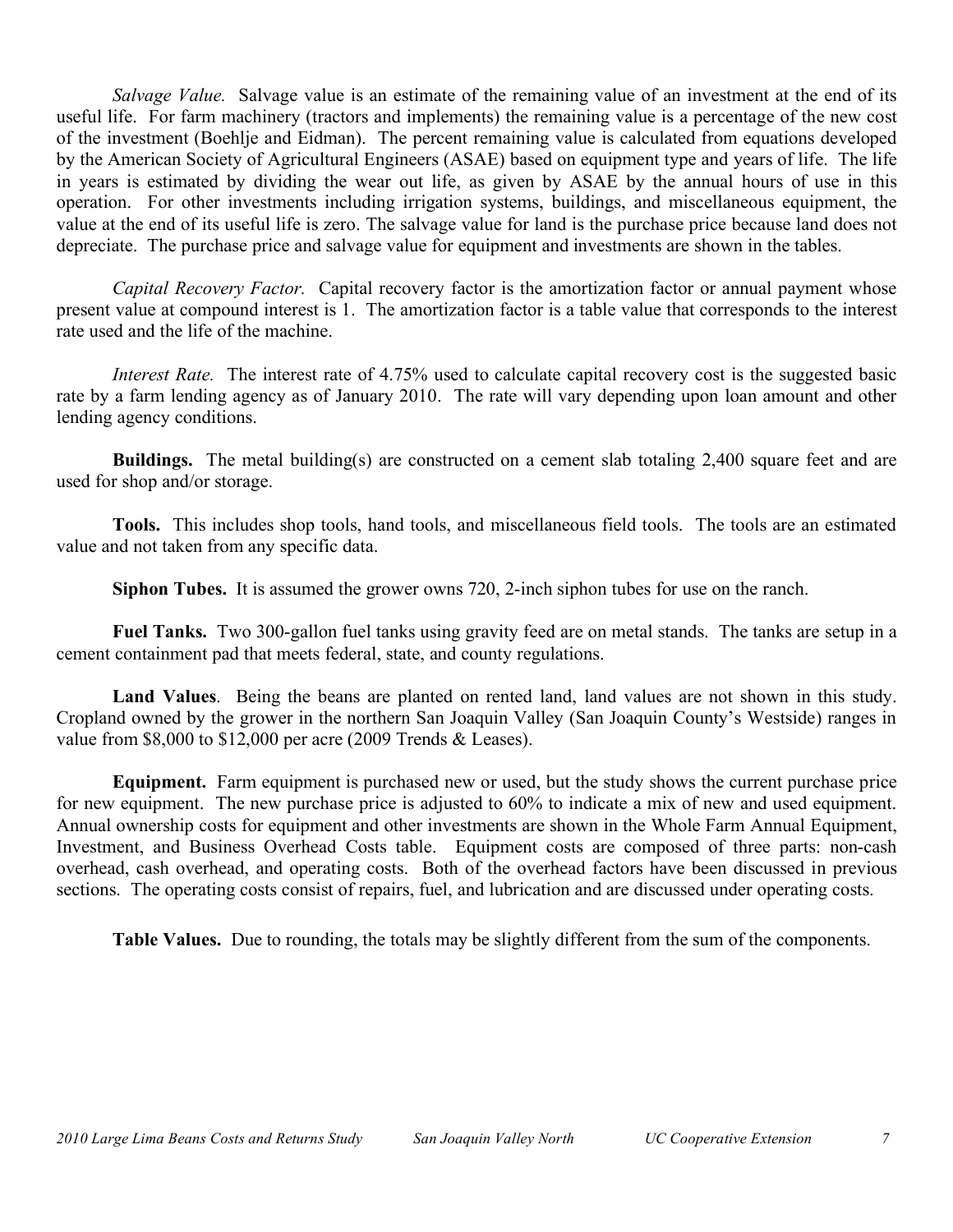*Salvage Value.* Salvage value is an estimate of the remaining value of an investment at the end of its useful life. For farm machinery (tractors and implements) the remaining value is a percentage of the new cost of the investment (Boehlje and Eidman). The percent remaining value is calculated from equations developed by the American Society of Agricultural Engineers (ASAE) based on equipment type and years of life. The life in years is estimated by dividing the wear out life, as given by ASAE by the annual hours of use in this operation. For other investments including irrigation systems, buildings, and miscellaneous equipment, the value at the end of its useful life is zero. The salvage value for land is the purchase price because land does not depreciate. The purchase price and salvage value for equipment and investments are shown in the tables.

*Capital Recovery Factor.* Capital recovery factor is the amortization factor or annual payment whose present value at compound interest is 1. The amortization factor is a table value that corresponds to the interest rate used and the life of the machine.

*Interest Rate.* The interest rate of 4.75% used to calculate capital recovery cost is the suggested basic rate by a farm lending agency as of January 2010. The rate will vary depending upon loan amount and other lending agency conditions.

**Buildings.** The metal building(s) are constructed on a cement slab totaling 2,400 square feet and are used for shop and/or storage.

**Tools.** This includes shop tools, hand tools, and miscellaneous field tools. The tools are an estimated value and not taken from any specific data.

**Siphon Tubes.** It is assumed the grower owns 720, 2-inch siphon tubes for use on the ranch.

**Fuel Tanks.** Two 300-gallon fuel tanks using gravity feed are on metal stands. The tanks are setup in a cement containment pad that meets federal, state, and county regulations.

**Land Values**. Being the beans are planted on rented land, land values are not shown in this study. Cropland owned by the grower in the northern San Joaquin Valley (San Joaquin County's Westside) ranges in value from $8,000 to $12,000 per acre (2009 Trends & Leases).

**Equipment.** Farm equipment is purchased new or used, but the study shows the current purchase price for new equipment. The new purchase price is adjusted to 60% to indicate a mix of new and used equipment. Annual ownership costs for equipment and other investments are shown in the Whole Farm Annual Equipment, Investment, and Business Overhead Costs table. Equipment costs are composed of three parts: non-cash overhead, cash overhead, and operating costs. Both of the overhead factors have been discussed in previous sections. The operating costs consist of repairs, fuel, and lubrication and are discussed under operating costs.

**Table Values.** Due to rounding, the totals may be slightly different from the sum of the components.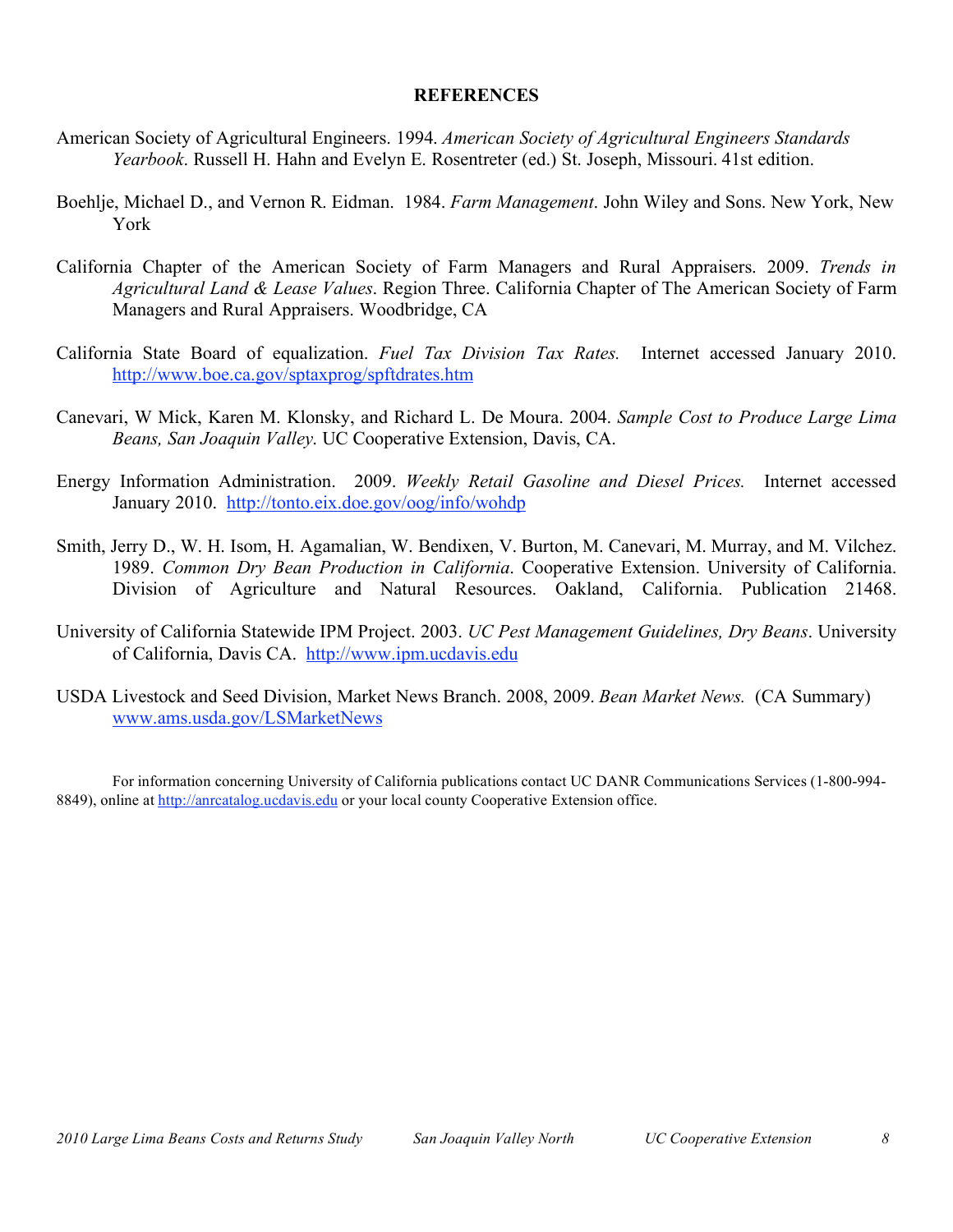## REFERENCES

American Society of Agricultural Engineers. 1994. *American Society of Agricultural Engineers Standards Yearbook*. Russell H. Hahn and Evelyn E. Rosentreter (ed.) St. Joseph, Missouri. 41st edition.

Boehlje, Michael D., and Vernon R. Eidman. 1984. *Farm Management*. John Wiley and Sons. New York, New York

California Chapter of the American Society of Farm Managers and Rural Appraisers. 2009. *Trends in Agricultural Land & Lease Values*. Region Three. California Chapter of The American Society of Farm Managers and Rural Appraisers. Woodbridge, CA

California State Board of equalization. *Fuel Tax Division Tax Rates.* Internet accessed January 2010. http://www.boe.ca.gov/sptaxprog/spftdrates.htm

Canevari, W Mick, Karen M. Klonsky, and Richard L. De Moura. 2004. *Sample Cost to Produce Large Lima Beans, San Joaquin Valley*. UC Cooperative Extension, Davis, CA.

Energy Information Administration. 2009. *Weekly Retail Gasoline and Diesel Prices.* Internet accessed January 2010. http://tonto.eix.doe.gov/oog/info/wohdp

Smith, Jerry D., W. H. Isom, H. Agamalian, W. Bendixen, V. Burton, M. Canevari, M. Murray, and M. Vilchez. 1989. *Common Dry Bean Production in California*. Cooperative Extension. University of California. Division of Agriculture and Natural Resources. Oakland, California. Publication 21468.

University of California Statewide IPM Project. 2003. *UC Pest Management Guidelines, Dry Beans*. University of California, Davis CA. http://www.ipm.ucdavis.edu

USDA Livestock and Seed Division, Market News Branch. 2008, 2009. *Bean Market News.* (CA Summary) www.ams.usda.gov/LSMarketNews

For information concerning University of California publications contact UC DANR Communications Services (1-800-994-8849), online at http://anrcatalog.ucdavis.edu or your local county Cooperative Extension office.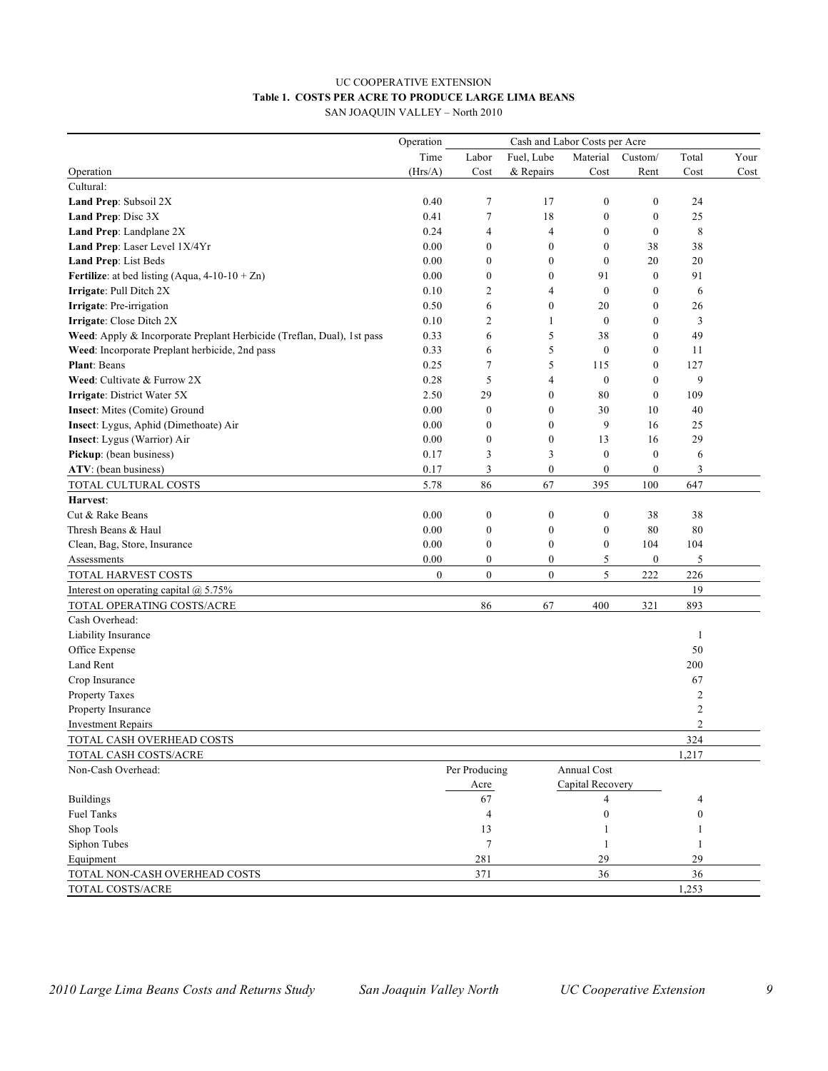UC COOPERATIVE EXTENSION

**Table 1. COSTS PER ACRE TO PRODUCE LARGE LIMA BEANS**

SAN JOAQUIN VALLEY – North 2010

| | Operation | Cash and Labor Costs per Acre | | | | | |
|---|---|---|---|---|---|---|---|
| | Time | Labor | Fuel, Lube | Material | Custom/ | Total | Your |
| Operation | (Hrs/A) | Cost | & Repairs | Cost | Rent | Cost | Cost |
| Cultural: | | | | | | | |
| **Land Prep**: Subsoil 2X | 0.40 | 7 | 17 | 0 | 0 | 24 | |
| **Land Prep**: Disc 3X | 0.41 | 7 | 18 | 0 | 0 | 25 | |
| **Land Prep**: Landplane 2X | 0.24 | 4 | 4 | 0 | 0 | 8 | |
| **Land Prep**: Laser Level 1X/4Yr | 0.00 | 0 | 0 | 0 | 38 | 38 | |
| **Land Prep**: List Beds | 0.00 | 0 | 0 | 0 | 20 | 20 | |
| **Fertilize**: at bed listing (Aqua, 4-10-10 + Zn) | 0.00 | 0 | 0 | 91 | 0 | 91 | |
| **Irrigate**: Pull Ditch 2X | 0.10 | 2 | 4 | 0 | 0 | 6 | |
| **Irrigate**: Pre-irrigation | 0.50 | 6 | 0 | 20 | 0 | 26 | |
| **Irrigate**: Close Ditch 2X | 0.10 | 2 | 1 | 0 | 0 | 3 | |
| **Weed**: Apply & Incorporate Preplant Herbicide (Treflan, Dual), 1st pass | 0.33 | 6 | 5 | 38 | 0 | 49 | |
| **Weed**: Incorporate Preplant herbicide, 2nd pass | 0.33 | 6 | 5 | 0 | 0 | 11 | |
| **Plant**: Beans | 0.25 | 7 | 5 | 115 | 0 | 127 | |
| **Weed**: Cultivate & Furrow 2X | 0.28 | 5 | 4 | 0 | 0 | 9 | |
| **Irrigate**: District Water 5X | 2.50 | 29 | 0 | 80 | 0 | 109 | |
| **Insect**: Mites (Comite) Ground | 0.00 | 0 | 0 | 30 | 10 | 40 | |
| **Insect**: Lygus, Aphid (Dimethoate) Air | 0.00 | 0 | 0 | 9 | 16 | 25 | |
| **Insect**: Lygus (Warrior) Air | 0.00 | 0 | 0 | 13 | 16 | 29 | |
| **Pickup**: (bean business) | 0.17 | 3 | 3 | 0 | 0 | 6 | |
| **ATV**: (bean business) | 0.17 | 3 | 0 | 0 | 0 | 3 | |
| TOTAL CULTURAL COSTS | 5.78 | 86 | 67 | 395 | 100 | 647 | |
| **Harvest**: | | | | | | | |
| Cut & Rake Beans | 0.00 | 0 | 0 | 0 | 38 | 38 | |
| Thresh Beans & Haul | 0.00 | 0 | 0 | 0 | 80 | 80 | |
| Clean, Bag, Store, Insurance | 0.00 | 0 | 0 | 0 | 104 | 104 | |
| Assessments | 0.00 | 0 | 0 | 5 | 0 | 5 | |
| TOTAL HARVEST COSTS | 0 | 0 | 0 | 5 | 222 | 226 | |
| Interest on operating capital @ 5.75% | | | | | | 19 | |
| TOTAL OPERATING COSTS/ACRE | | 86 | 67 | 400 | 321 | 893 | |
| Cash Overhead: | | | | | | | |
| Liability Insurance | | | | | | 1 | |
| Office Expense | | | | | | 50 | |
| Land Rent | | | | | | 200 | |
| Crop Insurance | | | | | | 67 | |
| Property Taxes | | | | | | 2 | |
| Property Insurance | | | | | | 2 | |
| Investment Repairs | | | | | | 2 | |
| TOTAL CASH OVERHEAD COSTS | | | | | | 324 | |
| TOTAL CASH COSTS/ACRE | | | | | | 1,217 | |
| Non-Cash Overhead: | | Per Producing Acre | | Annual Cost Capital Recovery | | | |
| Buildings | | 67 | | 4 | | 4 | |
| Fuel Tanks | | 4 | | 0 | | 0 | |
| Shop Tools | | 13 | | 1 | | 1 | |
| Siphon Tubes | | 7 | | 1 | | 1 | |
| Equipment | | 281 | | 29 | | 29 | |
| TOTAL NON-CASH OVERHEAD COSTS | | 371 | | 36 | | 36 | |
| TOTAL COSTS/ACRE | | | | | | 1,253 | |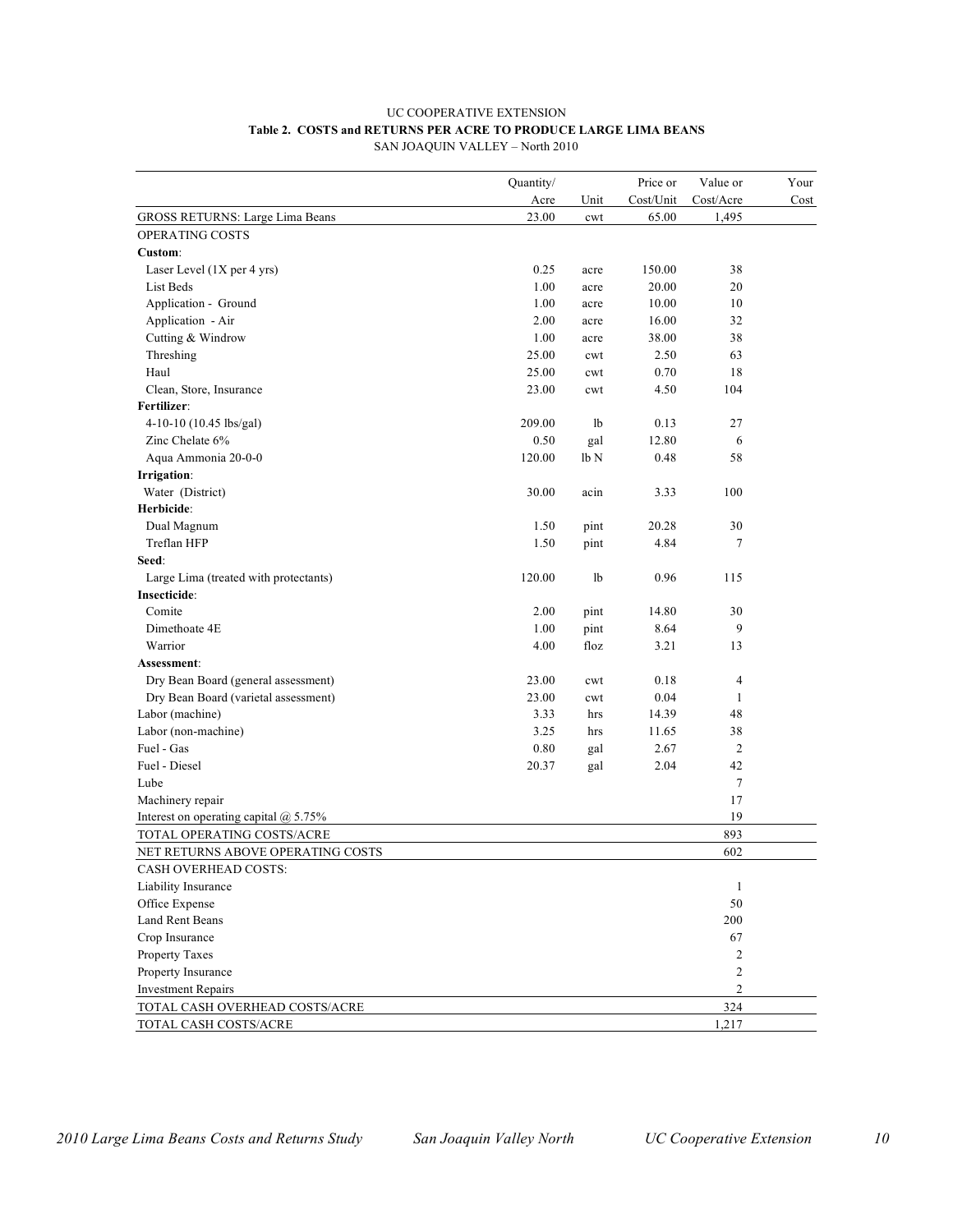UC COOPERATIVE EXTENSION

**Table 2. COSTS and RETURNS PER ACRE TO PRODUCE LARGE LIMA BEANS**

SAN JOAQUIN VALLEY – North 2010

| | Quantity/ Acre | Unit | Price or Cost/Unit | Value or Cost/Acre | Your Cost |
|---|---|---|---|---|---|
| GROSS RETURNS: Large Lima Beans | 23.00 | cwt | 65.00 | 1,495 | |
| OPERATING COSTS | | | | | |
| **Custom**: | | | | | |
| Laser Level (1X per 4 yrs) | 0.25 | acre | 150.00 | 38 | |
| List Beds | 1.00 | acre | 20.00 | 20 | |
| Application - Ground | 1.00 | acre | 10.00 | 10 | |
| Application - Air | 2.00 | acre | 16.00 | 32 | |
| Cutting & Windrow | 1.00 | acre | 38.00 | 38 | |
| Threshing | 25.00 | cwt | 2.50 | 63 | |
| Haul | 25.00 | cwt | 0.70 | 18 | |
| Clean, Store, Insurance | 23.00 | cwt | 4.50 | 104 | |
| **Fertilizer**: | | | | | |
| 4-10-10 (10.45 lbs/gal) | 209.00 | lb | 0.13 | 27 | |
| Zinc Chelate 6% | 0.50 | gal | 12.80 | 6 | |
| Aqua Ammonia 20-0-0 | 120.00 | lb N | 0.48 | 58 | |
| **Irrigation**: | | | | | |
| Water (District) | 30.00 | acin | 3.33 | 100 | |
| **Herbicide**: | | | | | |
| Dual Magnum | 1.50 | pint | 20.28 | 30 | |
| Treflan HFP | 1.50 | pint | 4.84 | 7 | |
| **Seed**: | | | | | |
| Large Lima (treated with protectants) | 120.00 | lb | 0.96 | 115 | |
| **Insecticide**: | | | | | |
| Comite | 2.00 | pint | 14.80 | 30 | |
| Dimethoate 4E | 1.00 | pint | 8.64 | 9 | |
| Warrior | 4.00 | floz | 3.21 | 13 | |
| **Assessment**: | | | | | |
| Dry Bean Board (general assessment) | 23.00 | cwt | 0.18 | 4 | |
| Dry Bean Board (varietal assessment) | 23.00 | cwt | 0.04 | 1 | |
| Labor (machine) | 3.33 | hrs | 14.39 | 48 | |
| Labor (non-machine) | 3.25 | hrs | 11.65 | 38 | |
| Fuel - Gas | 0.80 | gal | 2.67 | 2 | |
| Fuel - Diesel | 20.37 | gal | 2.04 | 42 | |
| Lube | | | | 7 | |
| Machinery repair | | | | 17 | |
| Interest on operating capital @ 5.75% | | | | 19 | |
| TOTAL OPERATING COSTS/ACRE | | | | 893 | |
| NET RETURNS ABOVE OPERATING COSTS | | | | 602 | |
| CASH OVERHEAD COSTS: | | | | | |
| Liability Insurance | | | | 1 | |
| Office Expense | | | | 50 | |
| Land Rent Beans | | | | 200 | |
| Crop Insurance | | | | 67 | |
| Property Taxes | | | | 2 | |
| Property Insurance | | | | 2 | |
| Investment Repairs | | | | 2 | |
| TOTAL CASH OVERHEAD COSTS/ACRE | | | | 324 | |
| TOTAL CASH COSTS/ACRE | | | | 1,217 | |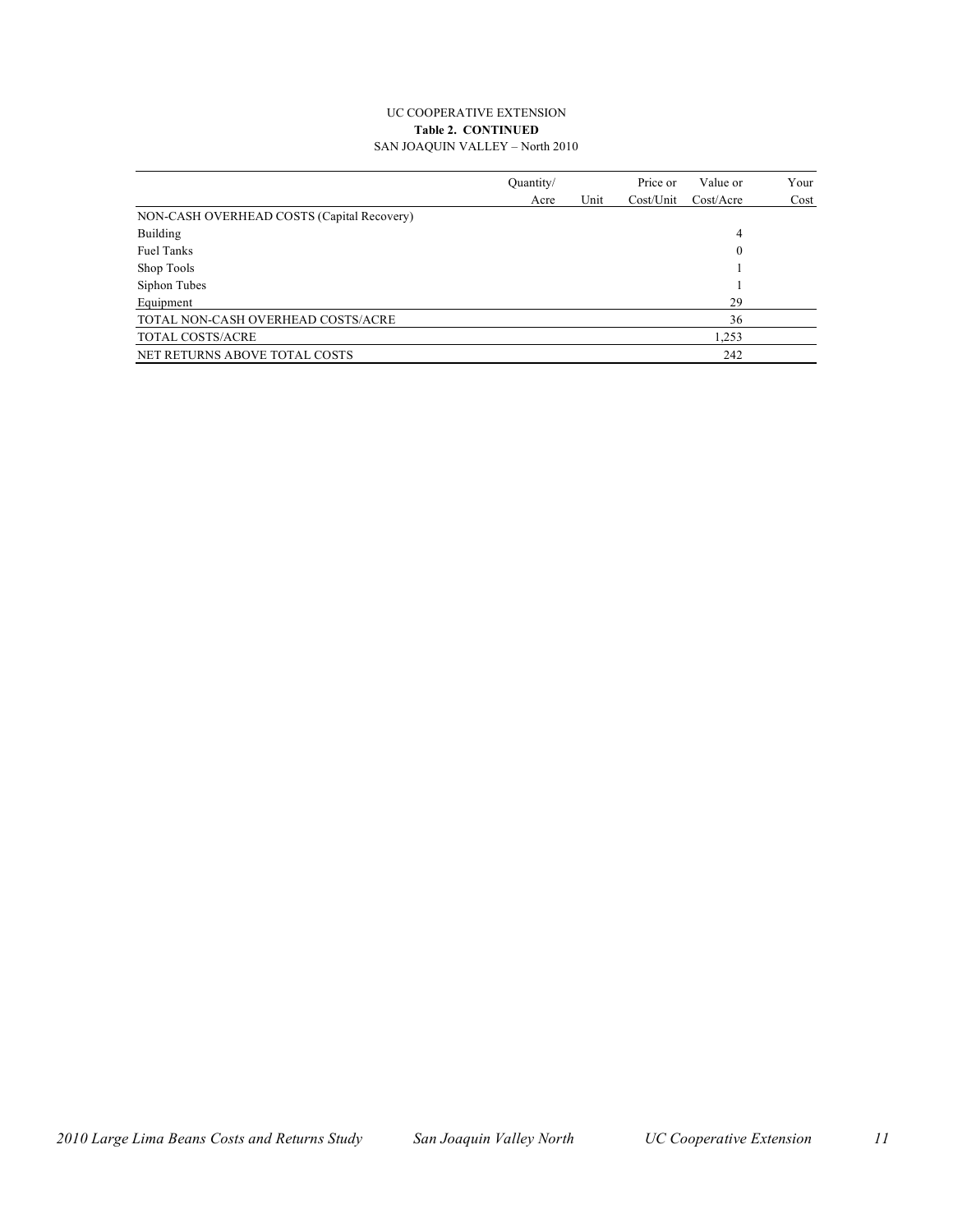UC COOPERATIVE EXTENSION

**Table 2. CONTINUED**

SAN JOAQUIN VALLEY – North 2010

| | Quantity/ Acre | Unit | Price or Cost/Unit | Value or Cost/Acre | Your Cost |
|---|---|---|---|---|---|
| NON-CASH OVERHEAD COSTS (Capital Recovery) | | | | | |
| Building | | | | 4 | |
| Fuel Tanks | | | | 0 | |
| Shop Tools | | | | 1 | |
| Siphon Tubes | | | | 1 | |
| Equipment | | | | 29 | |
| TOTAL NON-CASH OVERHEAD COSTS/ACRE | | | | 36 | |
| TOTAL COSTS/ACRE | | | | 1,253 | |
| NET RETURNS ABOVE TOTAL COSTS | | | | 242 | |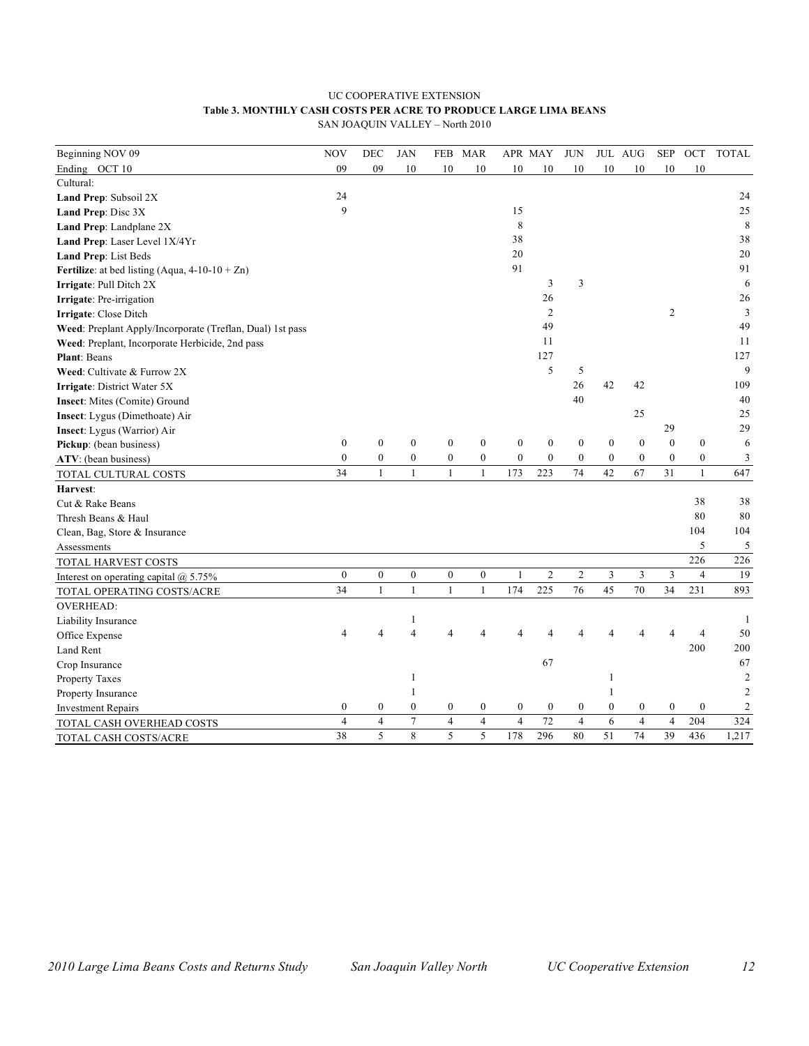UC COOPERATIVE EXTENSION

**Table 3. MONTHLY CASH COSTS PER ACRE TO PRODUCE LARGE LIMA BEANS**

SAN JOAQUIN VALLEY – North 2010

| Beginning NOV 09 | NOV | DEC | JAN | FEB | MAR | APR | MAY | JUN | JUL | AUG | SEP | OCT | TOTAL |
|---|---|---|---|---|---|---|---|---|---|---|---|---|---|
| Ending OCT 10 | 09 | 09 | 10 | 10 | 10 | 10 | 10 | 10 | 10 | 10 | 10 | 10 | |
| Cultural: | | | | | | | | | | | | | |
| **Land Prep**: Subsoil 2X | 24 | | | | | | | | | | | | 24 |
| **Land Prep**: Disc 3X | 9 | | | | | 15 | | | | | | | 25 |
| **Land Prep**: Landplane 2X | | | | | | 8 | | | | | | | 8 |
| **Land Prep**: Laser Level 1X/4Yr | | | | | | 38 | | | | | | | 38 |
| **Land Prep**: List Beds | | | | | | 20 | | | | | | | 20 |
| **Fertilize**: at bed listing (Aqua, 4-10-10 + Zn) | | | | | | 91 | | | | | | | 91 |
| **Irrigate**: Pull Ditch 2X | | | | | | | 3 | 3 | | | | | 6 |
| **Irrigate**: Pre-irrigation | | | | | | | 26 | | | | | | 26 |
| **Irrigate**: Close Ditch | | | | | | | 2 | | | | 2 | | 3 |
| **Weed**: Preplant Apply/Incorporate (Treflan, Dual) 1st pass | | | | | | | 49 | | | | | | 49 |
| **Weed**: Preplant, Incorporate Herbicide, 2nd pass | | | | | | | 11 | | | | | | 11 |
| **Plant**: Beans | | | | | | | 127 | | | | | | 127 |
| **Weed**: Cultivate & Furrow 2X | | | | | | | 5 | 5 | | | | | 9 |
| **Irrigate**: District Water 5X | | | | | | | | 26 | 42 | 42 | | | 109 |
| **Insect**: Mites (Comite) Ground | | | | | | | | 40 | | | | | 40 |
| **Insect**: Lygus (Dimethoate) Air | | | | | | | | | | 25 | | | 25 |
| **Insect**: Lygus (Warrior) Air | | | | | | | | | | | 29 | | 29 |
| **Pickup**: (bean business) | 0 | 0 | 0 | 0 | 0 | 0 | 0 | 0 | 0 | 0 | 0 | 0 | 6 |
| **ATV**: (bean business) | 0 | 0 | 0 | 0 | 0 | 0 | 0 | 0 | 0 | 0 | 0 | 0 | 3 |
| TOTAL CULTURAL COSTS | 34 | 1 | 1 | 1 | 1 | 173 | 223 | 74 | 42 | 67 | 31 | 1 | 647 |
| **Harvest**: | | | | | | | | | | | | | |
| Cut & Rake Beans | | | | | | | | | | | | 38 | 38 |
| Thresh Beans & Haul | | | | | | | | | | | | 80 | 80 |
| Clean, Bag, Store & Insurance | | | | | | | | | | | | 104 | 104 |
| Assessments | | | | | | | | | | | | 5 | 5 |
| TOTAL HARVEST COSTS | | | | | | | | | | | | 226 | 226 |
| Interest on operating capital @ 5.75% | 0 | 0 | 0 | 0 | 0 | 1 | 2 | 2 | 3 | 3 | 3 | 4 | 19 |
| TOTAL OPERATING COSTS/ACRE | 34 | 1 | 1 | 1 | 1 | 174 | 225 | 76 | 45 | 70 | 34 | 231 | 893 |
| OVERHEAD: | | | | | | | | | | | | | |
| Liability Insurance | | | 1 | | | | | | | | | | 1 |
| Office Expense | 4 | 4 | 4 | 4 | 4 | 4 | 4 | 4 | 4 | 4 | 4 | 4 | 50 |
| Land Rent | | | | | | | | | | | | 200 | 200 |
| Crop Insurance | | | | | | | 67 | | | | | | 67 |
| Property Taxes | | | 1 | | | | | | 1 | | | | 2 |
| Property Insurance | | | 1 | | | | | | 1 | | | | 2 |
| Investment Repairs | 0 | 0 | 0 | 0 | 0 | 0 | 0 | 0 | 0 | 0 | 0 | 0 | 2 |
| TOTAL CASH OVERHEAD COSTS | 4 | 4 | 7 | 4 | 4 | 4 | 72 | 4 | 6 | 4 | 4 | 204 | 324 |
| TOTAL CASH COSTS/ACRE | 38 | 5 | 8 | 5 | 5 | 178 | 296 | 80 | 51 | 74 | 39 | 436 | 1,217 |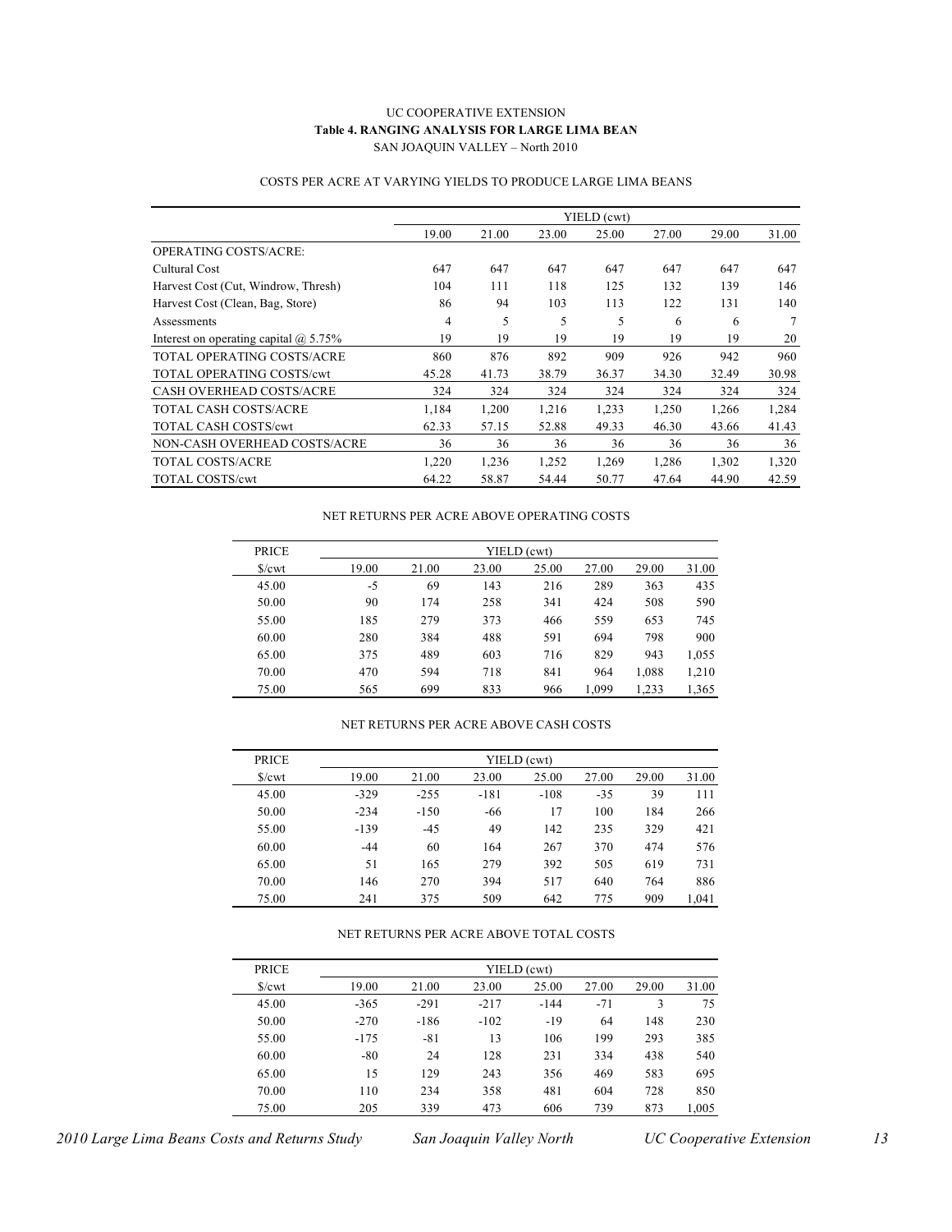UC COOPERATIVE EXTENSION

**Table 4. RANGING ANALYSIS FOR LARGE LIMA BEAN**

SAN JOAQUIN VALLEY – North 2010

COSTS PER ACRE AT VARYING YIELDS TO PRODUCE LARGE LIMA BEANS

| | YIELD (cwt) | | | | | | |
|---|---|---|---|---|---|---|---|
| | 19.00 | 21.00 | 23.00 | 25.00 | 27.00 | 29.00 | 31.00 |
| OPERATING COSTS/ACRE: | | | | | | | |
| Cultural Cost | 647 | 647 | 647 | 647 | 647 | 647 | 647 |
| Harvest Cost (Cut, Windrow, Thresh) | 104 | 111 | 118 | 125 | 132 | 139 | 146 |
| Harvest Cost (Clean, Bag, Store) | 86 | 94 | 103 | 113 | 122 | 131 | 140 |
| Assessments | 4 | 5 | 5 | 5 | 6 | 6 | 7 |
| Interest on operating capital @ 5.75% | 19 | 19 | 19 | 19 | 19 | 19 | 20 |
| TOTAL OPERATING COSTS/ACRE | 860 | 876 | 892 | 909 | 926 | 942 | 960 |
| TOTAL OPERATING COSTS/cwt | 45.28 | 41.73 | 38.79 | 36.37 | 34.30 | 32.49 | 30.98 |
| CASH OVERHEAD COSTS/ACRE | 324 | 324 | 324 | 324 | 324 | 324 | 324 |
| TOTAL CASH COSTS/ACRE | 1,184 | 1,200 | 1,216 | 1,233 | 1,250 | 1,266 | 1,284 |
| TOTAL CASH COSTS/cwt | 62.33 | 57.15 | 52.88 | 49.33 | 46.30 | 43.66 | 41.43 |
| NON-CASH OVERHEAD COSTS/ACRE | 36 | 36 | 36 | 36 | 36 | 36 | 36 |
| TOTAL COSTS/ACRE | 1,220 | 1,236 | 1,252 | 1,269 | 1,286 | 1,302 | 1,320 |
| TOTAL COSTS/cwt | 64.22 | 58.87 | 54.44 | 50.77 | 47.64 | 44.90 | 42.59 |

NET RETURNS PER ACRE ABOVE OPERATING COSTS

| PRICE | YIELD (cwt) | | | | | | |
|---|---|---|---|---|---|---|---|
| $/cwt | 19.00 | 21.00 | 23.00 | 25.00 | 27.00 | 29.00 | 31.00 |
| 45.00 | -5 | 69 | 143 | 216 | 289 | 363 | 435 |
| 50.00 | 90 | 174 | 258 | 341 | 424 | 508 | 590 |
| 55.00 | 185 | 279 | 373 | 466 | 559 | 653 | 745 |
| 60.00 | 280 | 384 | 488 | 591 | 694 | 798 | 900 |
| 65.00 | 375 | 489 | 603 | 716 | 829 | 943 | 1,055 |
| 70.00 | 470 | 594 | 718 | 841 | 964 | 1,088 | 1,210 |
| 75.00 | 565 | 699 | 833 | 966 | 1,099 | 1,233 | 1,365 |

NET RETURNS PER ACRE ABOVE CASH COSTS

| PRICE | YIELD (cwt) | | | | | | |
|---|---|---|---|---|---|---|---|
| $/cwt | 19.00 | 21.00 | 23.00 | 25.00 | 27.00 | 29.00 | 31.00 |
| 45.00 | -329 | -255 | -181 | -108 | -35 | 39 | 111 |
| 50.00 | -234 | -150 | -66 | 17 | 100 | 184 | 266 |
| 55.00 | -139 | -45 | 49 | 142 | 235 | 329 | 421 |
| 60.00 | -44 | 60 | 164 | 267 | 370 | 474 | 576 |
| 65.00 | 51 | 165 | 279 | 392 | 505 | 619 | 731 |
| 70.00 | 146 | 270 | 394 | 517 | 640 | 764 | 886 |
| 75.00 | 241 | 375 | 509 | 642 | 775 | 909 | 1,041 |

NET RETURNS PER ACRE ABOVE TOTAL COSTS

| PRICE | YIELD (cwt) | | | | | | |
|---|---|---|---|---|---|---|---|
| $/cwt | 19.00 | 21.00 | 23.00 | 25.00 | 27.00 | 29.00 | 31.00 |
| 45.00 | -365 | -291 | -217 | -144 | -71 | 3 | 75 |
| 50.00 | -270 | -186 | -102 | -19 | 64 | 148 | 230 |
| 55.00 | -175 | -81 | 13 | 106 | 199 | 293 | 385 |
| 60.00 | -80 | 24 | 128 | 231 | 334 | 438 | 540 |
| 65.00 | 15 | 129 | 243 | 356 | 469 | 583 | 695 |
| 70.00 | 110 | 234 | 358 | 481 | 604 | 728 | 850 |
| 75.00 | 205 | 339 | 473 | 606 | 739 | 873 | 1,005 |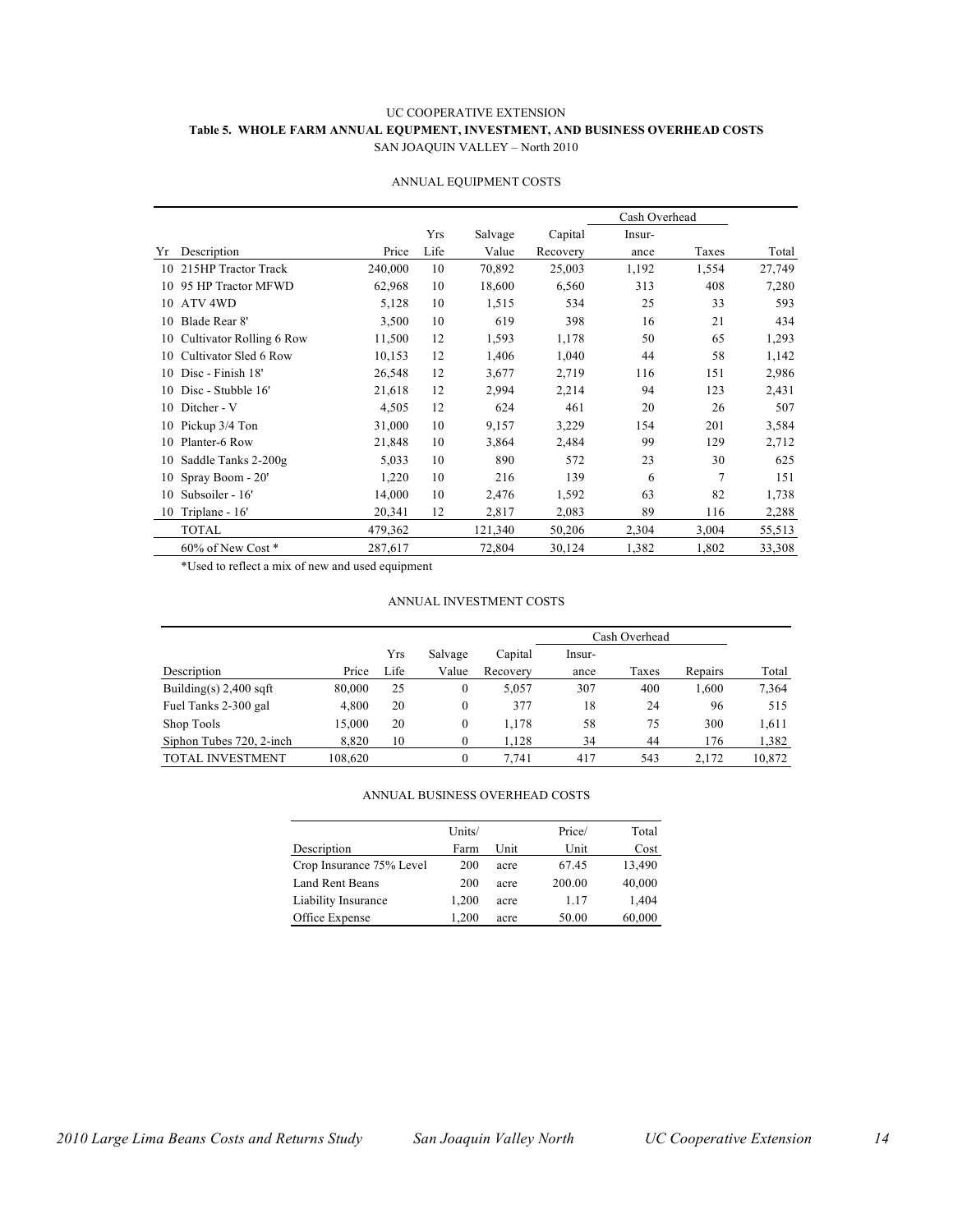UC COOPERATIVE EXTENSION

**Table 5. WHOLE FARM ANNUAL EQUPMENT, INVESTMENT, AND BUSINESS OVERHEAD COSTS**

SAN JOAQUIN VALLEY – North 2010

ANNUAL EQUIPMENT COSTS

| | | | | | | Cash Overhead | | |
|---|---|---|---|---|---|---|---|---|
| Yr | Description | Price | Yrs Life | Salvage Value | Capital Recovery | Insur-ance | Taxes | Total |
| 10 | 215HP Tractor Track | 240,000 | 10 | 70,892 | 25,003 | 1,192 | 1,554 | 27,749 |
| 10 | 95 HP Tractor MFWD | 62,968 | 10 | 18,600 | 6,560 | 313 | 408 | 7,280 |
| 10 | ATV 4WD | 5,128 | 10 | 1,515 | 534 | 25 | 33 | 593 |
| 10 | Blade Rear 8' | 3,500 | 10 | 619 | 398 | 16 | 21 | 434 |
| 10 | Cultivator Rolling 6 Row | 11,500 | 12 | 1,593 | 1,178 | 50 | 65 | 1,293 |
| 10 | Cultivator Sled 6 Row | 10,153 | 12 | 1,406 | 1,040 | 44 | 58 | 1,142 |
| 10 | Disc - Finish 18' | 26,548 | 12 | 3,677 | 2,719 | 116 | 151 | 2,986 |
| 10 | Disc - Stubble 16' | 21,618 | 12 | 2,994 | 2,214 | 94 | 123 | 2,431 |
| 10 | Ditcher - V | 4,505 | 12 | 624 | 461 | 20 | 26 | 507 |
| 10 | Pickup 3/4 Ton | 31,000 | 10 | 9,157 | 3,229 | 154 | 201 | 3,584 |
| 10 | Planter-6 Row | 21,848 | 10 | 3,864 | 2,484 | 99 | 129 | 2,712 |
| 10 | Saddle Tanks 2-200g | 5,033 | 10 | 890 | 572 | 23 | 30 | 625 |
| 10 | Spray Boom - 20' | 1,220 | 10 | 216 | 139 | 6 | 7 | 151 |
| 10 | Subsoiler - 16' | 14,000 | 10 | 2,476 | 1,592 | 63 | 82 | 1,738 |
| 10 | Triplane - 16' | 20,341 | 12 | 2,817 | 2,083 | 89 | 116 | 2,288 |
| | TOTAL | 479,362 | | 121,340 | 50,206 | 2,304 | 3,004 | 55,513 |
| | 60% of New Cost * | 287,617 | | 72,804 | 30,124 | 1,382 | 1,802 | 33,308 |

*Used to reflect a mix of new and used equipment

ANNUAL INVESTMENT COSTS

| | | | | | Cash Overhead | | | |
|---|---|---|---|---|---|---|---|---|
| Description | Price | Yrs Life | Salvage Value | Capital Recovery | Insur-ance | Taxes | Repairs | Total |
| Building(s) 2,400 sqft | 80,000 | 25 | 0 | 5,057 | 307 | 400 | 1,600 | 7,364 |
| Fuel Tanks 2-300 gal | 4,800 | 20 | 0 | 377 | 18 | 24 | 96 | 515 |
| Shop Tools | 15,000 | 20 | 0 | 1,178 | 58 | 75 | 300 | 1,611 |
| Siphon Tubes 720, 2-inch | 8,820 | 10 | 0 | 1,128 | 34 | 44 | 176 | 1,382 |
| TOTAL INVESTMENT | 108,620 | | 0 | 7,741 | 417 | 543 | 2,172 | 10,872 |

ANNUAL BUSINESS OVERHEAD COSTS

| Description | Units/ Farm | Unit | Price/ Unit | Total Cost |
|---|---|---|---|---|
| Crop Insurance 75% Level | 200 | acre | 67.45 | 13,490 |
| Land Rent Beans | 200 | acre | 200.00 | 40,000 |
| Liability Insurance | 1,200 | acre | 1.17 | 1,404 |
| Office Expense | 1,200 | acre | 50.00 | 60,000 |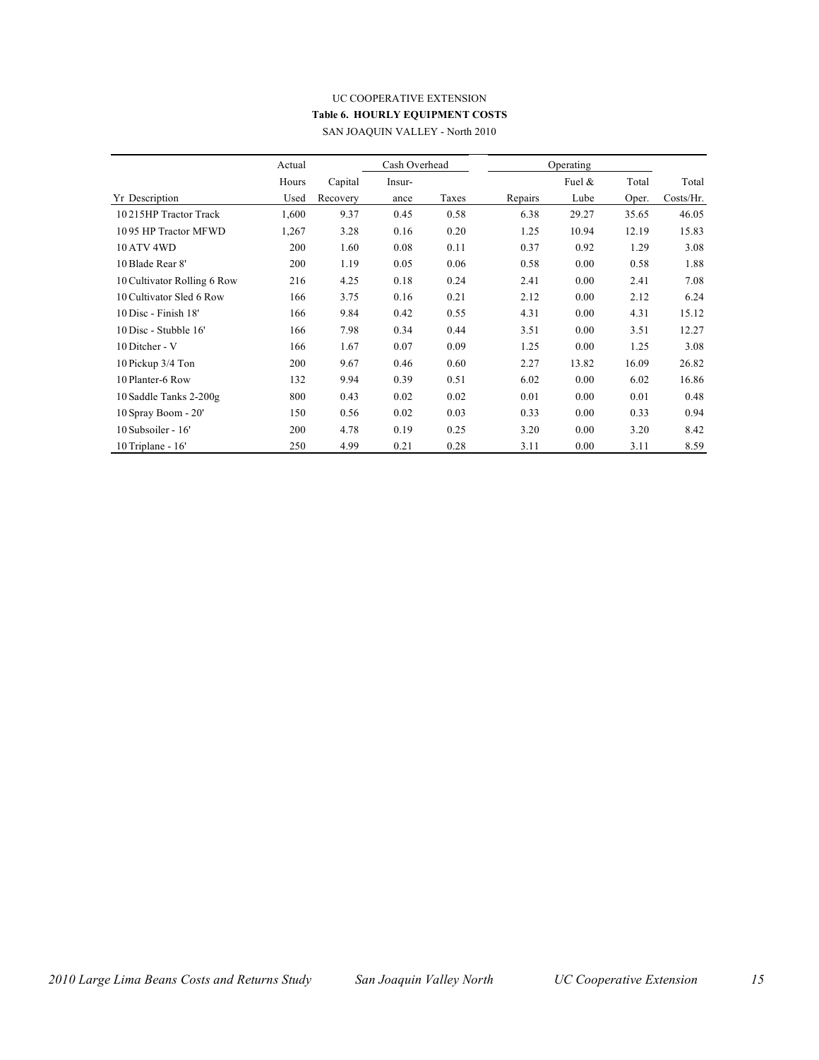UC COOPERATIVE EXTENSION

**Table 6. HOURLY EQUIPMENT COSTS**

SAN JOAQUIN VALLEY - North 2010

| | Actual | | Cash Overhead | | Operating | | | |
|---|---|---|---|---|---|---|---|---|
| | Hours | Capital | Insur- | | | Fuel & | Total | Total |
| Yr Description | Used | Recovery | ance | Taxes | Repairs | Lube | Oper. | Costs/Hr. |
| 10 215HP Tractor Track | 1,600 | 9.37 | 0.45 | 0.58 | 6.38 | 29.27 | 35.65 | 46.05 |
| 10 95 HP Tractor MFWD | 1,267 | 3.28 | 0.16 | 0.20 | 1.25 | 10.94 | 12.19 | 15.83 |
| 10 ATV 4WD | 200 | 1.60 | 0.08 | 0.11 | 0.37 | 0.92 | 1.29 | 3.08 |
| 10 Blade Rear 8' | 200 | 1.19 | 0.05 | 0.06 | 0.58 | 0.00 | 0.58 | 1.88 |
| 10 Cultivator Rolling 6 Row | 216 | 4.25 | 0.18 | 0.24 | 2.41 | 0.00 | 2.41 | 7.08 |
| 10 Cultivator Sled 6 Row | 166 | 3.75 | 0.16 | 0.21 | 2.12 | 0.00 | 2.12 | 6.24 |
| 10 Disc - Finish 18' | 166 | 9.84 | 0.42 | 0.55 | 4.31 | 0.00 | 4.31 | 15.12 |
| 10 Disc - Stubble 16' | 166 | 7.98 | 0.34 | 0.44 | 3.51 | 0.00 | 3.51 | 12.27 |
| 10 Ditcher - V | 166 | 1.67 | 0.07 | 0.09 | 1.25 | 0.00 | 1.25 | 3.08 |
| 10 Pickup 3/4 Ton | 200 | 9.67 | 0.46 | 0.60 | 2.27 | 13.82 | 16.09 | 26.82 |
| 10 Planter-6 Row | 132 | 9.94 | 0.39 | 0.51 | 6.02 | 0.00 | 6.02 | 16.86 |
| 10 Saddle Tanks 2-200g | 800 | 0.43 | 0.02 | 0.02 | 0.01 | 0.00 | 0.01 | 0.48 |
| 10 Spray Boom - 20' | 150 | 0.56 | 0.02 | 0.03 | 0.33 | 0.00 | 0.33 | 0.94 |
| 10 Subsoiler - 16' | 200 | 4.78 | 0.19 | 0.25 | 3.20 | 0.00 | 3.20 | 8.42 |
| 10 Triplane - 16' | 250 | 4.99 | 0.21 | 0.28 | 3.11 | 0.00 | 3.11 | 8.59 |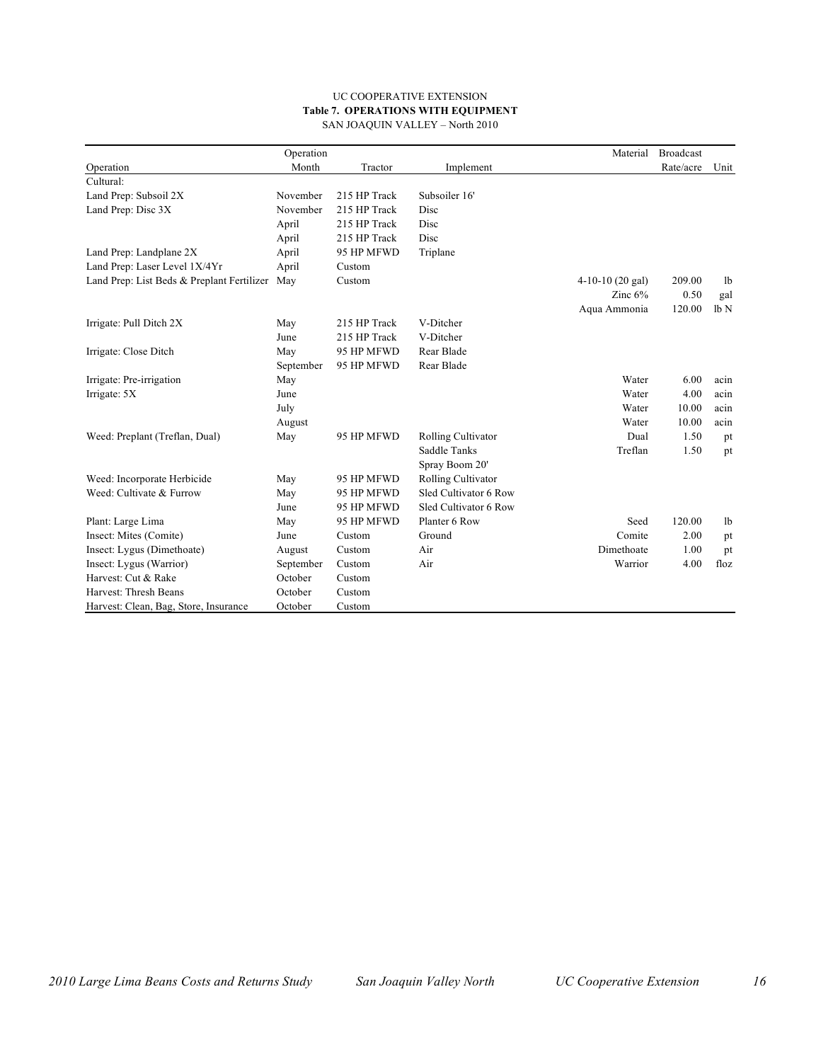UC COOPERATIVE EXTENSION

**Table 7. OPERATIONS WITH EQUIPMENT**

SAN JOAQUIN VALLEY – North 2010

| Operation | Operation Month | Tractor | Implement | Material | Broadcast Rate/acre | Unit |
|---|---|---|---|---|---|---|
| Cultural: | | | | | | |
| Land Prep: Subsoil 2X | November | 215 HP Track | Subsoiler 16' | | | |
| Land Prep: Disc 3X | November | 215 HP Track | Disc | | | |
| | April | 215 HP Track | Disc | | | |
| | April | 215 HP Track | Disc | | | |
| Land Prep: Landplane 2X | April | 95 HP MFWD | Triplane | | | |
| Land Prep: Laser Level 1X/4Yr | April | Custom | | | | |
| Land Prep: List Beds & Preplant Fertilizer | May | Custom | | 4-10-10 (20 gal) | 209.00 | lb |
| | | | | Zinc 6% | 0.50 | gal |
| | | | | Aqua Ammonia | 120.00 | lb N |
| Irrigate: Pull Ditch 2X | May | 215 HP Track | V-Ditcher | | | |
| | June | 215 HP Track | V-Ditcher | | | |
| Irrigate: Close Ditch | May | 95 HP MFWD | Rear Blade | | | |
| | September | 95 HP MFWD | Rear Blade | | | |
| Irrigate: Pre-irrigation | May | | | Water | 6.00 | acin |
| Irrigate: 5X | June | | | Water | 4.00 | acin |
| | July | | | Water | 10.00 | acin |
| | August | | | Water | 10.00 | acin |
| Weed: Preplant (Treflan, Dual) | May | 95 HP MFWD | Rolling Cultivator | Dual | 1.50 | pt |
| | | | Saddle Tanks | Treflan | 1.50 | pt |
| | | | Spray Boom 20' | | | |
| Weed: Incorporate Herbicide | May | 95 HP MFWD | Rolling Cultivator | | | |
| Weed: Cultivate & Furrow | May | 95 HP MFWD | Sled Cultivator 6 Row | | | |
| | June | 95 HP MFWD | Sled Cultivator 6 Row | | | |
| Plant: Large Lima | May | 95 HP MFWD | Planter 6 Row | Seed | 120.00 | lb |
| Insect: Mites (Comite) | June | Custom | Ground | Comite | 2.00 | pt |
| Insect: Lygus (Dimethoate) | August | Custom | Air | Dimethoate | 1.00 | pt |
| Insect: Lygus (Warrior) | September | Custom | Air | Warrior | 4.00 | floz |
| Harvest: Cut & Rake | October | Custom | | | | |
| Harvest: Thresh Beans | October | Custom | | | | |
| Harvest: Clean, Bag, Store, Insurance | October | Custom | | | | |